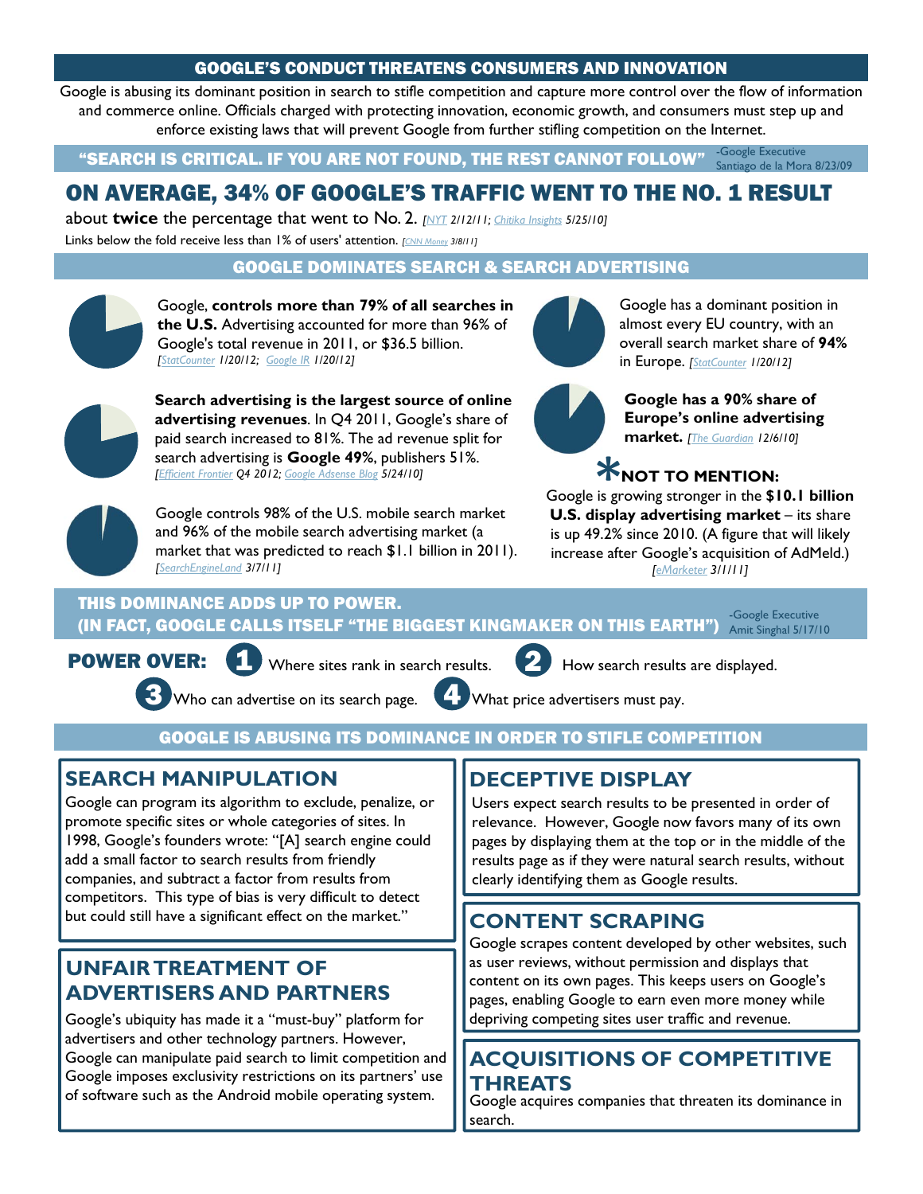## GOOGLE'S CONDUCT THREATENS CONSUMERS AND INNOVATION

Google is abusing its dominant position in search to stifle competition and capture more control over the flow of information and commerce online. Officials charged with protecting innovation, economic growth, and consumers must step up and enforce existing laws that will prevent Google from further stifling competition on the Internet.

### "SEARCH IS CRITICAL. IF YOU ARE NOT FOUND, THE REST CANNOT FOLLOW"

-Google Executive Santiago de la Mora 8/23/09

## ON AVERAGE, 34% OF GOOGLE'S TRAFFIC WENT TO THE NO. 1 RESULT

about **twice** the percentage that went to No. 2. *[NYT 2/12/11; Chitika Insights 5/25/10]*

Links below the fold receive less than 1% of users' attention. *[CNN Money 3/8/11]*

### GOOGLE DOMINATES SEARCH & SEARCH ADVERTISING

Google, **controls more than 79% of all searches in the U.S.** Advertising accounted for more than 96% of Google's total revenue in 2011, or $36.5 billion. *[StatCounter 1/20/12; Google IR 1/20/12]*

**Search advertising is the largest source of online advertising revenues**. In Q4 2011, Google's share of paid search increased to 81%. The ad revenue split for search advertising is **Google 49%**, publishers 51%. *[Efficient Frontier Q4 2012; Google Adsense Blog 5/24/10]*

Google controls 98% of the U.S. mobile search market and 96% of the mobile search advertising market (a market that was predicted to reach $1.1 billion in 2011). *[SearchEngineLand 3/7/11]*

Google has a dominant position in almost every EU country, with an overall search market share of **94%** in Europe. *[StatCounter 1/20/12]*

**Google has a 90% share of Europe's online advertising market.** *[The Guardian 12/6/10]*

**\*NOT TO MENTION:**

Google is growing stronger in the **$10.1 billion U.S. display advertising market** – its share is up 49.2% since 2010. (A figure that will likely increase after Google's acquisition of AdMeld.) *[eMarketer 3/1/11]*

### THIS DOMINANCE ADDS UP TO POWER. (IN FACT, GOOGLE CALLS ITSELF "THE BIGGEST KINGMAKER ON THIS EARTH")

-Google Executive Amit Singhal 5/17/10

**POWER OVER:**

1. Where sites rank in search results.
2. How search results are displayed.
3. Who can advertise on its search page.
4. What price advertisers must pay.

### GOOGLE IS ABUSING ITS DOMINANCE IN ORDER TO STIFLE COMPETITION

#### SEARCH MANIPULATION

Google can program its algorithm to exclude, penalize, or promote specific sites or whole categories of sites. In 1998, Google's founders wrote: "[A] search engine could add a small factor to search results from friendly companies, and subtract a factor from results from competitors. This type of bias is very difficult to detect but could still have a significant effect on the market."

#### UNFAIR TREATMENT OF ADVERTISERS AND PARTNERS

Google's ubiquity has made it a "must-buy" platform for advertisers and other technology partners. However, Google can manipulate paid search to limit competition and Google imposes exclusivity restrictions on its partners' use of software such as the Android mobile operating system.

#### DECEPTIVE DISPLAY

Users expect search results to be presented in order of relevance. However, Google now favors many of its own pages by displaying them at the top or in the middle of the results page as if they were natural search results, without clearly identifying them as Google results.

#### CONTENT SCRAPING

Google scrapes content developed by other websites, such as user reviews, without permission and displays that content on its own pages. This keeps users on Google's pages, enabling Google to earn even more money while depriving competing sites user traffic and revenue.

#### ACQUISITIONS OF COMPETITIVE THREATS

Google acquires companies that threaten its dominance in search.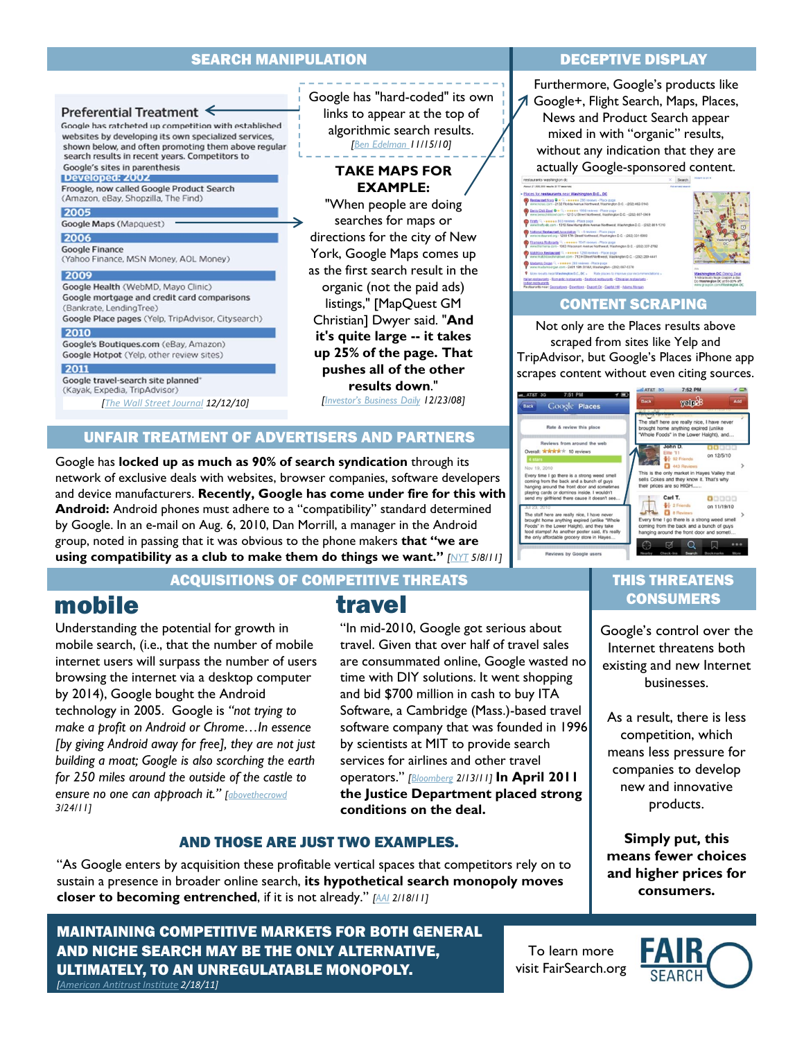## SEARCH MANIPULATION

### Preferential Treatment

Google has ratcheted up competition with established websites by developing its own specialized services, shown below, and often promoting them above regular search results in recent years. Competitors to Google's sites in parenthesis

**Developed: 2002**

Froogle, now called Google Product Search (Amazon, eBay, Shopzilla, The Find)

**2005**

Google Maps (Mapquest)

**2006**

Google Finance (Yahoo Finance, MSN Money, AOL Money)

**2009**

Google Health (WebMD, Mayo Clinic)
Google mortgage and credit card comparisons (Bankrate, LendingTree)
Google Place pages (Yelp, TripAdvisor, Citysearch)

**2010**

Google's Boutiques.com (eBay, Amazon)
Google Hotpot (Yelp, other review sites)

**2011**

Google travel-search site planned* (Kayak, Expedia, TripAdvisor)

[The Wall Street Journal 12/12/10]

Google has "hard-coded" its own links to appear at the top of algorithmic search results. [Ben Edelman 11/15/10]

**TAKE MAPS FOR EXAMPLE:**

"When people are doing searches for maps or directions for the city of New York, Google Maps comes up as the first search result in the organic (not the paid ads) listings," [MapQuest GM Christian] Dwyer said. "**And it's quite large -- it takes up 25% of the page. That pushes all of the other results down.**" [Investor's Business Daily 12/23/08]

## DECEPTIVE DISPLAY

Furthermore, Google's products like Google+, Flight Search, Maps, Places, News and Product Search appear mixed in with "organic" results, without any indication that they are actually Google-sponsored content.

## CONTENT SCRAPING

Not only are the Places results above scraped from sites like Yelp and TripAdvisor, but Google's Places iPhone app scrapes content without even citing sources.

## UNFAIR TREATMENT OF ADVERTISERS AND PARTNERS

Google has **locked up as much as 90% of search syndication** through its network of exclusive deals with websites, browser companies, software developers and device manufacturers. **Recently, Google has come under fire for this with Android:** Android phones must adhere to a "compatibility" standard determined by Google. In an e-mail on Aug. 6, 2010, Dan Morrill, a manager in the Android group, noted in passing that it was obvious to the phone makers **that "we are using compatibility as a club to make them do things we want."** [NYT 5/8/11]

## ACQUISITIONS OF COMPETITIVE THREATS

### mobile

Understanding the potential for growth in mobile search, (i.e., that the number of mobile internet users will surpass the number of users browsing the internet via a desktop computer by 2014), Google bought the Android technology in 2005. Google is *"not trying to make a profit on Android or Chrome…In essence [by giving Android away for free], they are not just building a moat; Google is also scorching the earth for 250 miles around the outside of the castle to ensure no one can approach it."* [abovethecrowd 3/24/11]

### travel

"In mid-2010, Google got serious about travel. Given that over half of travel sales are consummated online, Google wasted no time with DIY solutions. It went shopping and bid $700 million in cash to buy ITA Software, a Cambridge (Mass.)-based travel software company that was founded in 1996 by scientists at MIT to provide search services for airlines and other travel operators." [Bloomberg 2/13/11] **In April 2011 the Justice Department placed strong conditions on the deal.**

### AND THOSE ARE JUST TWO EXAMPLES.

"As Google enters by acquisition these profitable vertical spaces that competitors rely on to sustain a presence in broader online search, **its hypothetical search monopoly moves closer to becoming entrenched**, if it is not already." [AAI 2/18/11]

## THIS THREATENS CONSUMERS

Google's control over the Internet threatens both existing and new Internet businesses.

As a result, there is less competition, which means less pressure for companies to develop new and innovative products.

**Simply put, this means fewer choices and higher prices for consumers.**

**MAINTAINING COMPETITIVE MARKETS FOR BOTH GENERAL AND NICHE SEARCH MAY BE THE ONLY ALTERNATIVE, ULTIMATELY, TO AN UNREGULATABLE MONOPOLY.**
[American Antitrust Institute 2/18/11]

To learn more visit FairSearch.org

FAIR SEARCH